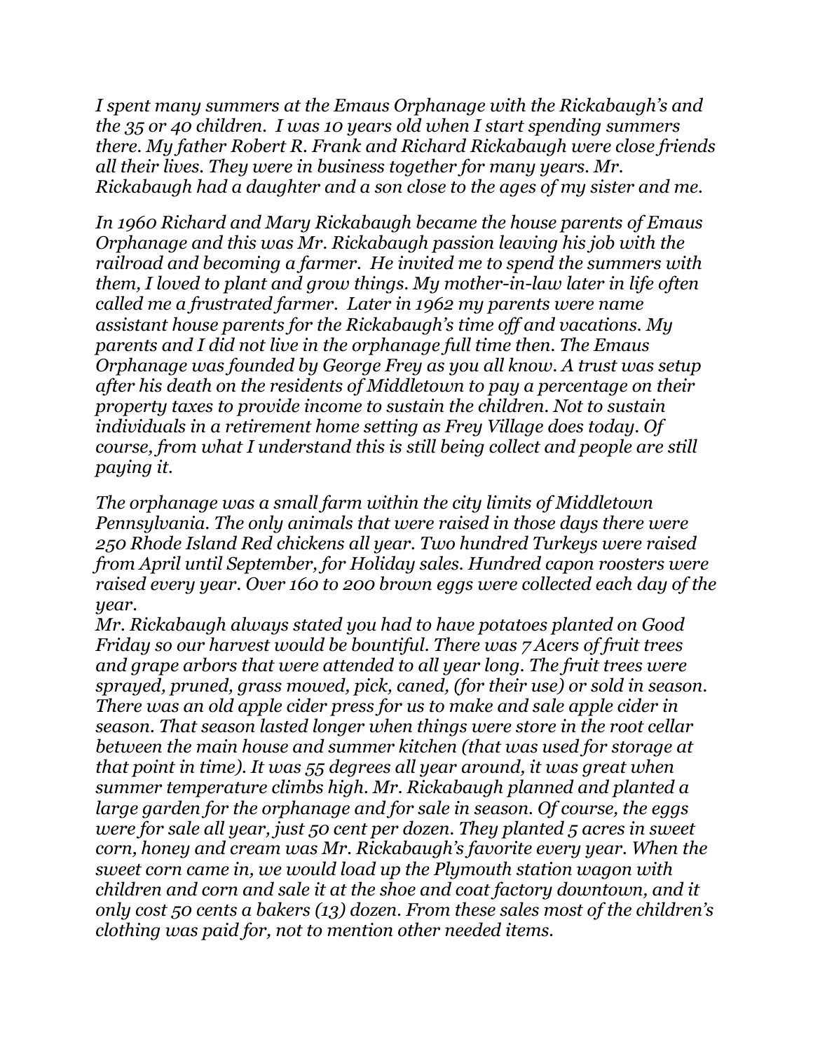*I spent many summers at the Emaus Orphanage with the Rickabaugh's and the 35 or 40 children. I was 10 years old when I start spending summers there. My father Robert R. Frank and Richard Rickabaugh were close friends all their lives. They were in business together for many years. Mr. Rickabaugh had a daughter and a son close to the ages of my sister and me.*

*In 1960 Richard and Mary Rickabaugh became the house parents of Emaus Orphanage and this was Mr. Rickabaugh passion leaving his job with the railroad and becoming a farmer. He invited me to spend the summers with them, I loved to plant and grow things. My mother-in-law later in life often called me a frustrated farmer. Later in 1962 my parents were name assistant house parents for the Rickabaugh's time off and vacations. My parents and I did not live in the orphanage full time then. The Emaus Orphanage was founded by George Frey as you all know. A trust was setup after his death on the residents of Middletown to pay a percentage on their property taxes to provide income to sustain the children. Not to sustain individuals in a retirement home setting as Frey Village does today. Of course, from what I understand this is still being collect and people are still paying it.*

*The orphanage was a small farm within the city limits of Middletown Pennsylvania. The only animals that were raised in those days there were 250 Rhode Island Red chickens all year. Two hundred Turkeys were raised from April until September, for Holiday sales. Hundred capon roosters were raised every year. Over 160 to 200 brown eggs were collected each day of the year.*
*Mr. Rickabaugh always stated you had to have potatoes planted on Good Friday so our harvest would be bountiful. There was 7 Acers of fruit trees and grape arbors that were attended to all year long. The fruit trees were sprayed, pruned, grass mowed, pick, caned, (for their use) or sold in season. There was an old apple cider press for us to make and sale apple cider in season. That season lasted longer when things were store in the root cellar between the main house and summer kitchen (that was used for storage at that point in time). It was 55 degrees all year around, it was great when summer temperature climbs high. Mr. Rickabaugh planned and planted a large garden for the orphanage and for sale in season. Of course, the eggs were for sale all year, just 50 cent per dozen. They planted 5 acres in sweet corn, honey and cream was Mr. Rickabaugh's favorite every year. When the sweet corn came in, we would load up the Plymouth station wagon with children and corn and sale it at the shoe and coat factory downtown, and it only cost 50 cents a bakers (13) dozen. From these sales most of the children's clothing was paid for, not to mention other needed items.*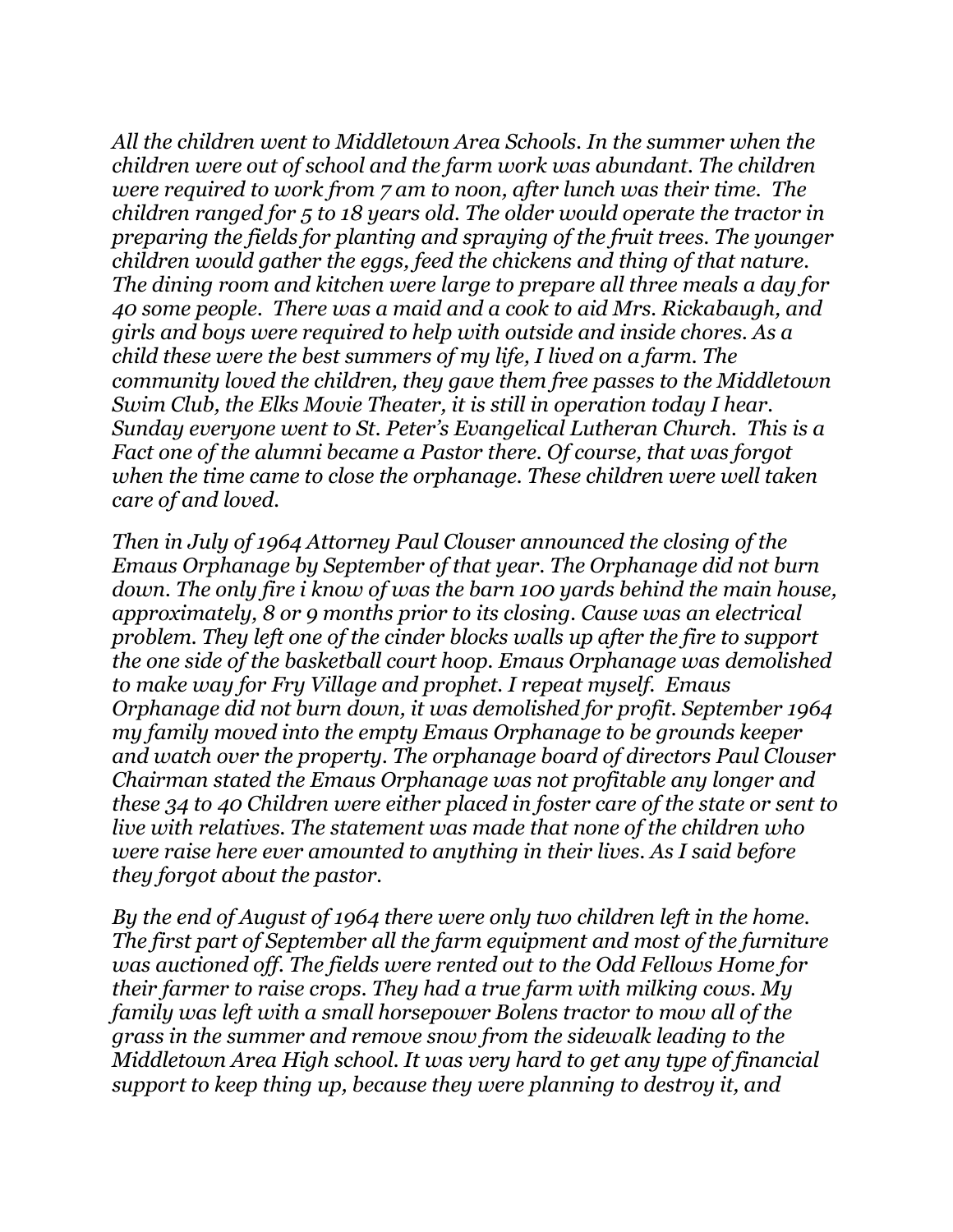*All the children went to Middletown Area Schools. In the summer when the children were out of school and the farm work was abundant. The children were required to work from 7 am to noon, after lunch was their time. The children ranged for 5 to 18 years old. The older would operate the tractor in preparing the fields for planting and spraying of the fruit trees. The younger children would gather the eggs, feed the chickens and thing of that nature. The dining room and kitchen were large to prepare all three meals a day for 40 some people. There was a maid and a cook to aid Mrs. Rickabaugh, and girls and boys were required to help with outside and inside chores. As a child these were the best summers of my life, I lived on a farm. The community loved the children, they gave them free passes to the Middletown Swim Club, the Elks Movie Theater, it is still in operation today I hear. Sunday everyone went to St. Peter's Evangelical Lutheran Church. This is a Fact one of the alumni became a Pastor there. Of course, that was forgot when the time came to close the orphanage. These children were well taken care of and loved.*

*Then in July of 1964 Attorney Paul Clouser announced the closing of the Emaus Orphanage by September of that year. The Orphanage did not burn down. The only fire i know of was the barn 100 yards behind the main house, approximately, 8 or 9 months prior to its closing. Cause was an electrical problem. They left one of the cinder blocks walls up after the fire to support the one side of the basketball court hoop. Emaus Orphanage was demolished to make way for Fry Village and prophet. I repeat myself. Emaus Orphanage did not burn down, it was demolished for profit. September 1964 my family moved into the empty Emaus Orphanage to be grounds keeper and watch over the property. The orphanage board of directors Paul Clouser Chairman stated the Emaus Orphanage was not profitable any longer and these 34 to 40 Children were either placed in foster care of the state or sent to live with relatives. The statement was made that none of the children who were raise here ever amounted to anything in their lives. As I said before they forgot about the pastor.*

*By the end of August of 1964 there were only two children left in the home. The first part of September all the farm equipment and most of the furniture was auctioned off. The fields were rented out to the Odd Fellows Home for their farmer to raise crops. They had a true farm with milking cows. My family was left with a small horsepower Bolens tractor to mow all of the grass in the summer and remove snow from the sidewalk leading to the Middletown Area High school. It was very hard to get any type of financial support to keep thing up, because they were planning to destroy it, and*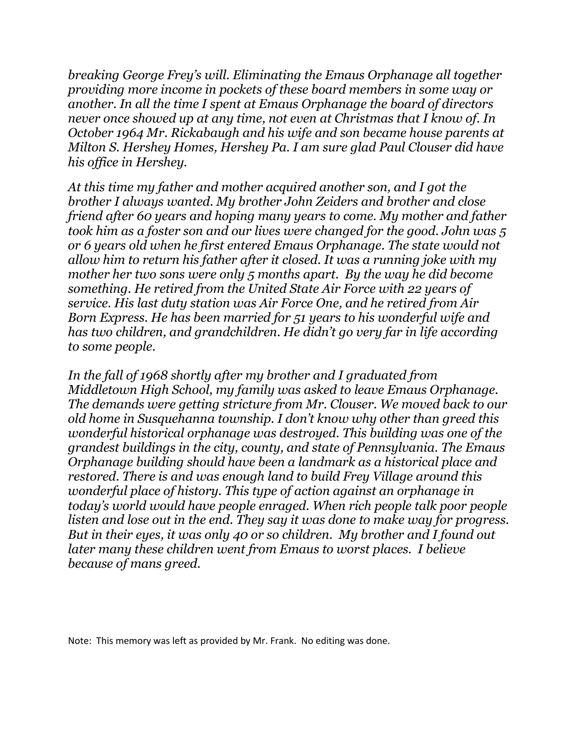*breaking George Frey's will. Eliminating the Emaus Orphanage all together providing more income in pockets of these board members in some way or another. In all the time I spent at Emaus Orphanage the board of directors never once showed up at any time, not even at Christmas that I know of. In October 1964 Mr. Rickabaugh and his wife and son became house parents at Milton S. Hershey Homes, Hershey Pa. I am sure glad Paul Clouser did have his office in Hershey.*

*At this time my father and mother acquired another son, and I got the brother I always wanted. My brother John Zeiders and brother and close friend after 60 years and hoping many years to come. My mother and father took him as a foster son and our lives were changed for the good. John was 5 or 6 years old when he first entered Emaus Orphanage. The state would not allow him to return his father after it closed. It was a running joke with my mother her two sons were only 5 months apart. By the way he did become something. He retired from the United State Air Force with 22 years of service. His last duty station was Air Force One, and he retired from Air Born Express. He has been married for 51 years to his wonderful wife and has two children, and grandchildren. He didn't go very far in life according to some people.*

*In the fall of 1968 shortly after my brother and I graduated from Middletown High School, my family was asked to leave Emaus Orphanage. The demands were getting stricture from Mr. Clouser. We moved back to our old home in Susquehanna township. I don't know why other than greed this wonderful historical orphanage was destroyed. This building was one of the grandest buildings in the city, county, and state of Pennsylvania. The Emaus Orphanage building should have been a landmark as a historical place and restored. There is and was enough land to build Frey Village around this wonderful place of history. This type of action against an orphanage in today's world would have people enraged. When rich people talk poor people listen and lose out in the end. They say it was done to make way for progress. But in their eyes, it was only 40 or so children. My brother and I found out later many these children went from Emaus to worst places. I believe because of mans greed.*

Note: This memory was left as provided by Mr. Frank. No editing was done.